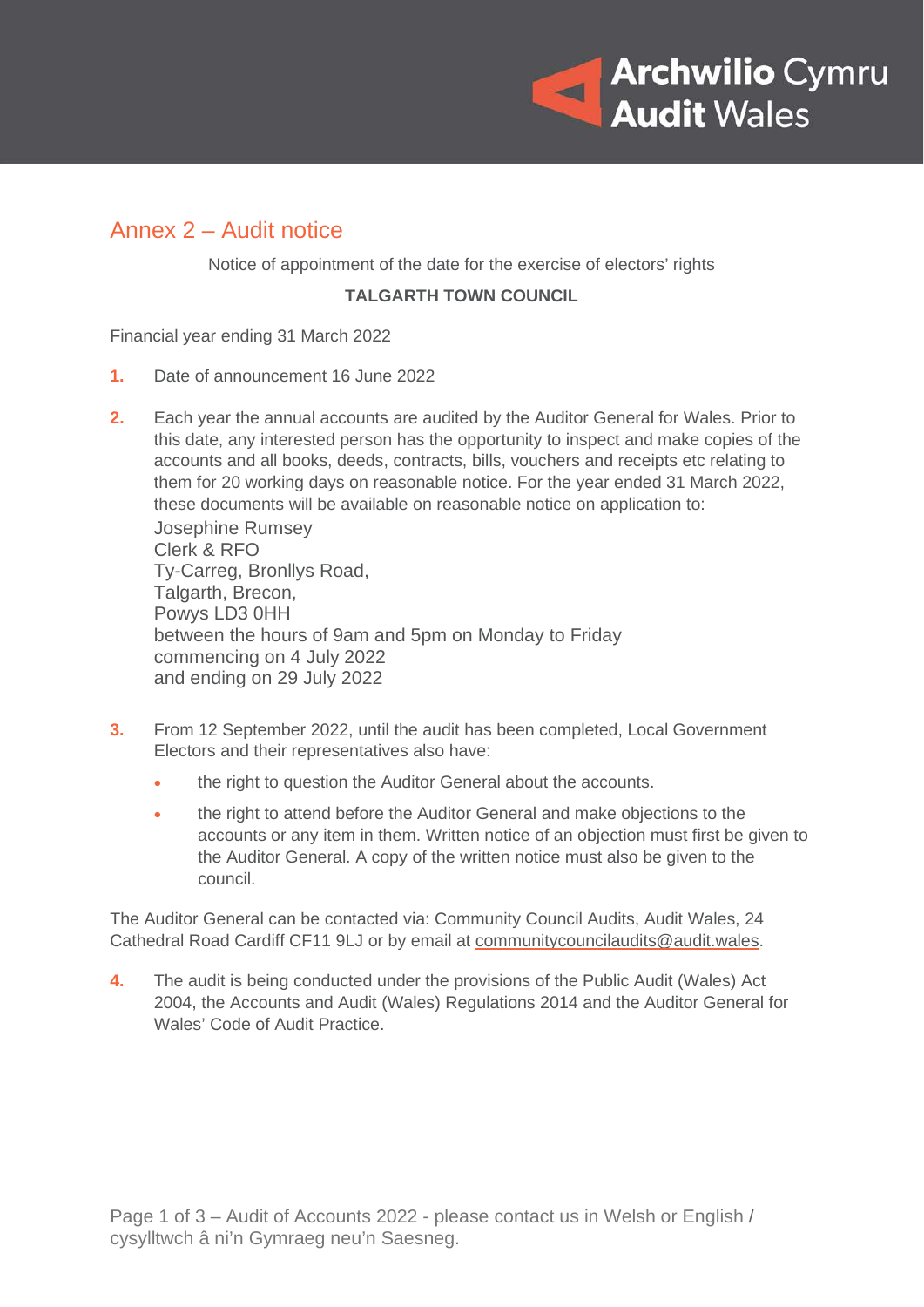## Annex 2 – Audit notice

Notice of appointment of the date for the exercise of electors' rights

**TALGARTH TOWN COUNCIL**

Financial year ending 31 March 2022

1. Date of announcement 16 June 2022

2. Each year the annual accounts are audited by the Auditor General for Wales. Prior to this date, any interested person has the opportunity to inspect and make copies of the accounts and all books, deeds, contracts, bills, vouchers and receipts etc relating to them for 20 working days on reasonable notice. For the year ended 31 March 2022, these documents will be available on reasonable notice on application to:
   Josephine Rumsey
   Clerk & RFO
   Ty-Carreg, Bronllys Road,
   Talgarth, Brecon,
   Powys LD3 0HH
   between the hours of 9am and 5pm on Monday to Friday
   commencing on 4 July 2022
   and ending on 29 July 2022

3. From 12 September 2022, until the audit has been completed, Local Government Electors and their representatives also have:
   - the right to question the Auditor General about the accounts.
   - the right to attend before the Auditor General and make objections to the accounts or any item in them. Written notice of an objection must first be given to the Auditor General. A copy of the written notice must also be given to the council.

The Auditor General can be contacted via: Community Council Audits, Audit Wales, 24 Cathedral Road Cardiff CF11 9LJ or by email at communitycouncilaudits@audit.wales.

4. The audit is being conducted under the provisions of the Public Audit (Wales) Act 2004, the Accounts and Audit (Wales) Regulations 2014 and the Auditor General for Wales' Code of Audit Practice.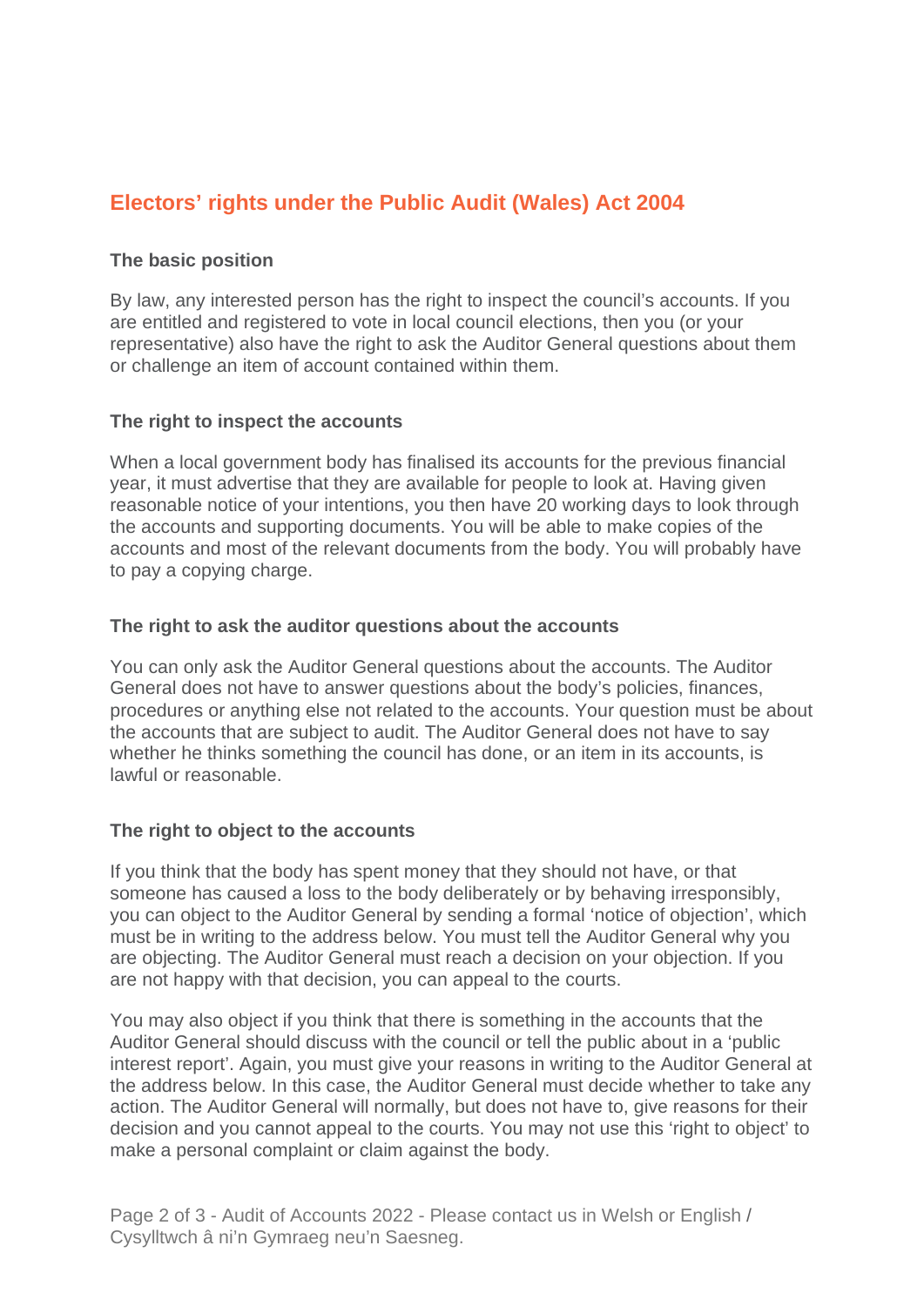## Electors' rights under the Public Audit (Wales) Act 2004

### The basic position

By law, any interested person has the right to inspect the council's accounts. If you are entitled and registered to vote in local council elections, then you (or your representative) also have the right to ask the Auditor General questions about them or challenge an item of account contained within them.

### The right to inspect the accounts

When a local government body has finalised its accounts for the previous financial year, it must advertise that they are available for people to look at. Having given reasonable notice of your intentions, you then have 20 working days to look through the accounts and supporting documents. You will be able to make copies of the accounts and most of the relevant documents from the body. You will probably have to pay a copying charge.

### The right to ask the auditor questions about the accounts

You can only ask the Auditor General questions about the accounts. The Auditor General does not have to answer questions about the body's policies, finances, procedures or anything else not related to the accounts. Your question must be about the accounts that are subject to audit. The Auditor General does not have to say whether he thinks something the council has done, or an item in its accounts, is lawful or reasonable.

### The right to object to the accounts

If you think that the body has spent money that they should not have, or that someone has caused a loss to the body deliberately or by behaving irresponsibly, you can object to the Auditor General by sending a formal 'notice of objection', which must be in writing to the address below. You must tell the Auditor General why you are objecting. The Auditor General must reach a decision on your objection. If you are not happy with that decision, you can appeal to the courts.

You may also object if you think that there is something in the accounts that the Auditor General should discuss with the council or tell the public about in a 'public interest report'. Again, you must give your reasons in writing to the Auditor General at the address below. In this case, the Auditor General must decide whether to take any action. The Auditor General will normally, but does not have to, give reasons for their decision and you cannot appeal to the courts. You may not use this 'right to object' to make a personal complaint or claim against the body.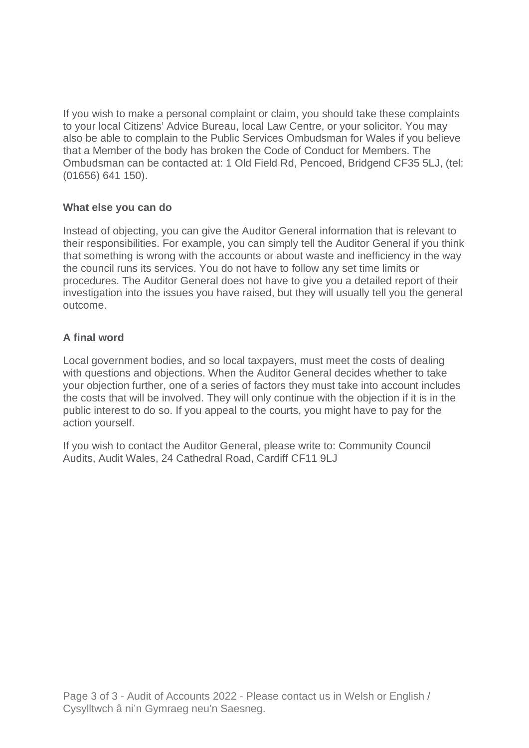If you wish to make a personal complaint or claim, you should take these complaints to your local Citizens' Advice Bureau, local Law Centre, or your solicitor. You may also be able to complain to the Public Services Ombudsman for Wales if you believe that a Member of the body has broken the Code of Conduct for Members. The Ombudsman can be contacted at: 1 Old Field Rd, Pencoed, Bridgend CF35 5LJ, (tel: (01656) 641 150).

**What else you can do**

Instead of objecting, you can give the Auditor General information that is relevant to their responsibilities. For example, you can simply tell the Auditor General if you think that something is wrong with the accounts or about waste and inefficiency in the way the council runs its services. You do not have to follow any set time limits or procedures. The Auditor General does not have to give you a detailed report of their investigation into the issues you have raised, but they will usually tell you the general outcome.

**A final word**

Local government bodies, and so local taxpayers, must meet the costs of dealing with questions and objections. When the Auditor General decides whether to take your objection further, one of a series of factors they must take into account includes the costs that will be involved. They will only continue with the objection if it is in the public interest to do so. If you appeal to the courts, you might have to pay for the action yourself.

If you wish to contact the Auditor General, please write to: Community Council Audits, Audit Wales, 24 Cathedral Road, Cardiff CF11 9LJ